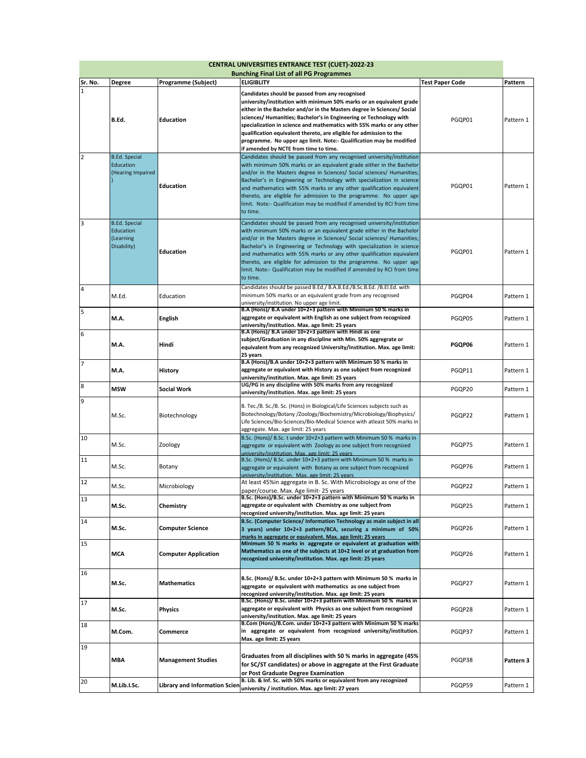**CENTRAL UNIVERSITIES ENTRANCE TEST (CUET)-2022-23**

**Bunching Final List of all PG Programmes**

| Sr. No. | Degree | Programme (Subject) | ELIGIBLITY | Test Paper Code | Pattern |
|---|---|---|---|---|---|
| 1 | B.Ed. | Education | Candidates should be passed from any recognised university/institution with minimum 50% marks or an equivalent grade either in the Bachelor and/or in the Masters degree in Sciences/ Social sciences/ Humanities; Bachelor's in Engineering or Technology with specialization in science and mathematics with 55% marks or any other qualification equivalent thereto, are eligible for admission to the programme. No upper age limit. Note:- Qualification may be modified if amended by NCTE from time to time. | PGQP01 | Pattern 1 |
| 2 | B.Ed. Special Education (Hearing Impaired) | Education | Candidates should be passed from any recognised university/institution with minimum 50% marks or an equivalent grade either in the Bachelor and/or in the Masters degree in Sciences/ Social sciences/ Humanities; Bachelor's in Engineering or Technology with specialization in science and mathematics with 55% marks or any other qualification equivalent thereto, are eligible for admission to the programme. No upper age limit. Note:- Qualification may be modified if amended by RCI from time to time. | PGQP01 | Pattern 1 |
| 3 | B.Ed. Special Education (Learning Disability) | Education | Candidates should be passed from any recognised university/institution with minimum 50% marks or an equivalent grade either in the Bachelor and/or in the Masters degree in Sciences/ Social sciences/ Humanities; Bachelor's in Engineering or Technology with specialization in science and mathematics with 55% marks or any other qualification equivalent thereto, are eligible for admission to the programme. No upper age limit. Note:- Qualification may be modified if amended by RCI from time to time. | PGQP01 | Pattern 1 |
| 4 | M.Ed. | Education | Candidates should be passed B.Ed./ B.A.B.Ed./B.Sc.B.Ed. /B.El.Ed. with minimum 50% marks or an equivalent grade from any recognised university/institution. No upper age limit. | PGQP04 | Pattern 1 |
| 5 | M.A. | English | B.A (Hons)/ B.A under 10+2+3 pattern with Minimum 50 % marks in aggregate or equivalent with English as one subject from recognized university/institution. Max. age limit: 25 years | PGQP05 | Pattern 1 |
| 6 | M.A. | Hindi | B.A (Hons)/ B.A under 10+2+3 pattern with Hindi as one subject/Graduation in any discipline with Min. 50% aggregate or equivalent from any recognized University/Institution. Max. age limit: 25 years | PGQP06 | Pattern 1 |
| 7 | M.A. | History | B.A (Hons)/B.A under 10+2+3 pattern with Minimum 50 % marks in aggregate or equivalent with History as one subject from recognized university/institution. Max. age limit: 25 years | PGQP11 | Pattern 1 |
| 8 | MSW | Social Work | UG/PG in any discipline with 50% marks from any recognized university/institution. Max. age limit: 25 years | PGQP20 | Pattern 1 |
| 9 | M.Sc. | Biotechnology | B. Tec./B. Sc./B. Sc. (Hons) in Biological/Life Sciences subjects such as Biotechnology/Botany /Zoology/Biochemistry/Microbiology/Biophysics/ Life Sciences/Bio-Sciences/Bio-Medical Science with atleast 50% marks in aggregate. Max. age limit: 25 years | PGQP22 | Pattern 1 |
| 10 | M.Sc. | Zoology | B.Sc. (Hons)/ B.Sc. t under 10+2+3 pattern with Minimum 50 % marks in aggregate or equivalent with Zoology as one subject from recognized university/institution. Max. age limit: 25 years | PGQP75 | Pattern 1 |
| 11 | M.Sc. | Botany | B.Sc. (Hons)/ B.Sc. under 10+2+3 pattern with Minimum 50 % marks in aggregate or equivalent with Botany as one subject from recognized university/institution. Max. age limit: 25 years | PGQP76 | Pattern 1 |
| 12 | M.Sc. | Microbiology | At least 45%in aggregate in B. Sc. With Microbiology as one of the paper/course. Max. Age limit- 25 years | PGQP22 | Pattern 1 |
| 13 | M.Sc. | Chemistry | B.Sc. (Hons)/B.Sc. under 10+2+3 pattern with Minimum 50 % marks in aggregate or equivalent with Chemistry as one subject from recognized university/institution. Max. age limit: 25 years | PGQP25 | Pattern 1 |
| 14 | M.Sc. | Computer Science | B.Sc. (Computer Science/ Information Technology as main subject in all 3 years) under 10+2+3 pattern/BCA, securing a minimum of 50% marks in aggregate or equivalent. Max. age limit: 25 years | PGQP26 | Pattern 1 |
| 15 | MCA | Computer Application | Minimum 50 % marks in aggregate or equivalent at graduation with Mathematics as one of the subjects at 10+2 level or at graduation from recognized university/institution. Max. age limit: 25 years | PGQP26 | Pattern 1 |
| 16 | M.Sc. | Mathematics | B.Sc. (Hons)/ B.Sc. under 10+2+3 pattern with Minimum 50 % marks in aggregate or equivalent with mathematics as one subject from recognized university/institution. Max. age limit: 25 years | PGQP27 | Pattern 1 |
| 17 | M.Sc. | Physics | B.Sc. (Hons)/ B.Sc. under 10+2+3 pattern with Minimum 50 % marks in aggregate or equivalent with Physics as one subject from recognized university/institution. Max. age limit: 25 years | PGQP28 | Pattern 1 |
| 18 | M.Com. | Commerce | B.Com (Hons)/B.Com. under 10+2+3 pattern with Minimum 50 % marks in aggregate or equivalent from recognized university/institution. Max. age limit: 25 years | PGQP37 | Pattern 1 |
| 19 | MBA | Management Studies | Graduates from all disciplines with 50 % marks in aggregate (45% for SC/ST candidates) or above in aggregate at the First Graduate or Post Graduate Degree Examination | PGQP38 | Pattern 3 |
| 20 | M.Lib.I.Sc. | Library and Information Scien | B. Lib. & Inf. Sc. with 50% marks or equivalent from any recognized university / institution. Max. age limit: 27 years | PGQP59 | Pattern 1 |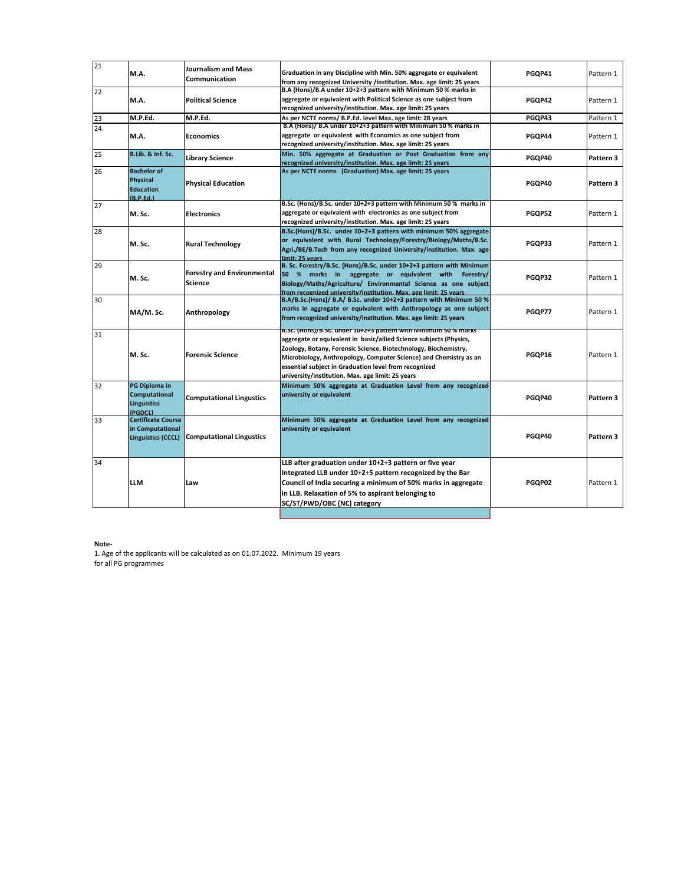| | | | | | |
|---|---|---|---|---|---|
| 21 | M.A. | Journalism and Mass Communication | Graduation in any Discipline with Min. 50% aggregate or equivalent from any recognized University /institution. Max. age limit: 25 years | PGQP41 | Pattern 1 |
| 22 | M.A. | Political Science | B.A (Hons)/B.A under 10+2+3 pattern with Minimum 50 % marks in aggregate or equivalent with Political Science as one subject from recognized university/institution. Max. age limit: 25 years | PGQP42 | Pattern 1 |
| 23 | M.P.Ed. | M.P.Ed. | As per NCTE norms/ B.P.Ed. level Max. age limit: 28 years | PGQP43 | Pattern 1 |
| 24 | M.A. | Economics | B.A (Hons)/ B.A under 10+2+3 pattern with Minimum 50 % marks in aggregate or equivalent with Economics as one subject from recognized university/institution. Max. age limit: 25 years | PGQP44 | Pattern 1 |
| 25 | B.Lib. & Inf. Sc. | Library Science | Min. 50% aggregate at Graduation or Post Graduation from any recognized university/institution. Max. age limit: 25 years | PGQP40 | Pattern 3 |
| 26 | Bachelor of Physical Education (B.P.Ed.) | Physical Education | As per NCTE norms (Graduation) Max. age limit: 25 years | PGQP40 | Pattern 3 |
| 27 | M. Sc. | Electronics | B.Sc. (Hons)/B.Sc. under 10+2+3 pattern with Minimum 50 % marks in aggregate or equivalent with electronics as one subject from recognized university/institution. Max. age limit: 25 years | PGQP52 | Pattern 1 |
| 28 | M. Sc. | Rural Technology | B.Sc.(Hons)/B.Sc. under 10+2+3 pattern with minimum 50% aggregate or equivalent with Rural Technology/Forestry/Biology/Maths/B.Sc. Agri./BE/B.Tech from any recognized University/institution. Max. age limit: 25 years | PGQP33 | Pattern 1 |
| 29 | M. Sc. | Forestry and Environmental Science | B. Sc. Forestry/B.Sc. (Hons)/B.Sc. under 10+2+3 pattern with Minimum 50 % marks in aggregate or equivalent with Forestry/ Biology/Maths/Agriculture/ Environmental Science as one subject from recognized university/institution. Max. age limit: 25 years | PGQP32 | Pattern 1 |
| 30 | MA/M. Sc. | Anthropology | B.A/B.Sc.(Hons)/ B.A/ B.Sc. under 10+2+3 pattern with Minimum 50 % marks in aggregate or equivalent with Anthropology as one subject from recognized university/institution. Max. age limit: 25 years | PGQP77 | Pattern 1 |
| 31 | M. Sc. | Forensic Science | B.Sc. (Hons)/B.Sc. under 10+2+3 pattern with Minimum 50 % marks aggregate or equivalent in basic/allied Science subjects (Physics, Zoology, Botany, Forensic Science, Biotechnology, Biochemistry, Microbiology, Anthropology, Computer Science) and Chemistry as an essential subject in Graduation level from recognized university/institution. Max. age limit: 25 years | PGQP16 | Pattern 1 |
| 32 | PG Diploma in Computational Linguistics (PGDCL) | Computational Lingustics | Minimum 50% aggregate at Graduation Level from any recognized university or equivalent | PGQP40 | Pattern 3 |
| 33 | Certificate Course in Computational Linguistics (CCCL) | Computational Lingustics | Minimum 50% aggregate at Graduation Level from any recognized university or equivalent | PGQP40 | Pattern 3 |
| 34 | LLM | Law | LLB after graduation under 10+2+3 pattern or five year Integrated LLB under 10+2+5 pattern recognized by the Bar Council of India securing a minimum of 50% marks in aggregate in LLB. Relaxation of 5% to aspirant belonging to SC/ST/PWD/OBC (NC) category | PGQP02 | Pattern 1 |

**Note-**

1. Age of the applicants will be calculated as on 01.07.2022. Minimum 19 years for all PG programmes